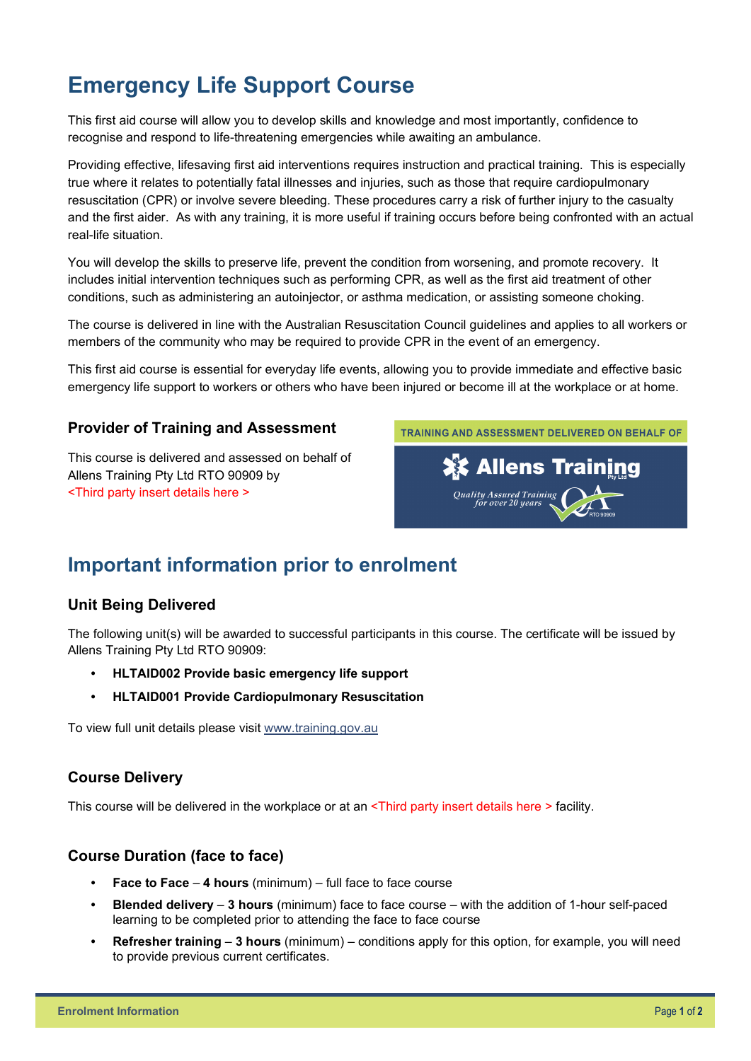# Emergency Life Support Course

This first aid course will allow you to develop skills and knowledge and most importantly, confidence to recognise and respond to life-threatening emergencies while awaiting an ambulance.

Providing effective, lifesaving first aid interventions requires instruction and practical training. This is especially true where it relates to potentially fatal illnesses and injuries, such as those that require cardiopulmonary resuscitation (CPR) or involve severe bleeding. These procedures carry a risk of further injury to the casualty and the first aider. As with any training, it is more useful if training occurs before being confronted with an actual real-life situation.

You will develop the skills to preserve life, prevent the condition from worsening, and promote recovery. It includes initial intervention techniques such as performing CPR, as well as the first aid treatment of other conditions, such as administering an autoinjector, or asthma medication, or assisting someone choking.

The course is delivered in line with the Australian Resuscitation Council guidelines and applies to all workers or members of the community who may be required to provide CPR in the event of an emergency.

This first aid course is essential for everyday life events, allowing you to provide immediate and effective basic emergency life support to workers or others who have been injured or become ill at the workplace or at home.

### Provider of Training and Assessment

This course is delivered and assessed on behalf of Allens Training Pty Ltd RTO 90909 by <Third party insert details here >

TRAINING AND ASSESSMENT DELIVERED ON BEHALF OF

Allens Training Pty Ltd

*Quality Assured Training for over 20 years* RTO 90909

## Important information prior to enrolment

### Unit Being Delivered

The following unit(s) will be awarded to successful participants in this course. The certificate will be issued by Allens Training Pty Ltd RTO 90909:

- **HLTAID002 Provide basic emergency life support**
- **HLTAID001 Provide Cardiopulmonary Resuscitation**

To view full unit details please visit www.training.gov.au

### Course Delivery

This course will be delivered in the workplace or at an <Third party insert details here > facility.

### Course Duration (face to face)

- **Face to Face** – **4 hours** (minimum) – full face to face course
- **Blended delivery** – **3 hours** (minimum) face to face course – with the addition of 1-hour self-paced learning to be completed prior to attending the face to face course
- **Refresher training** – **3 hours** (minimum) – conditions apply for this option, for example, you will need to provide previous current certificates.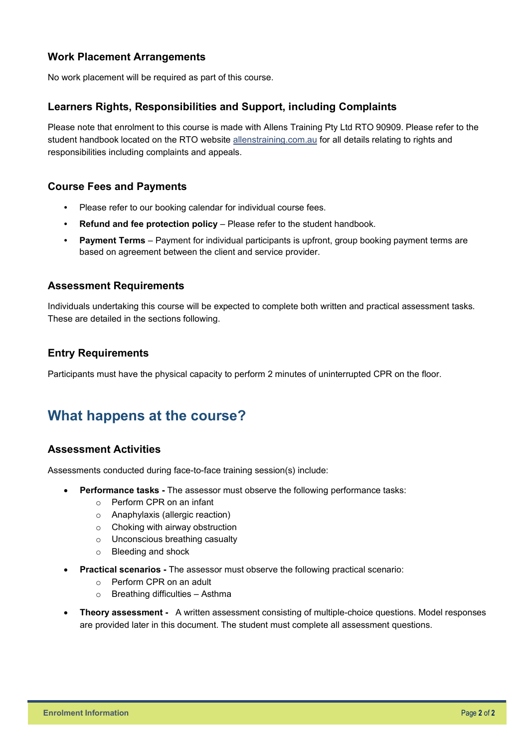### Work Placement Arrangements

No work placement will be required as part of this course.

### Learners Rights, Responsibilities and Support, including Complaints

Please note that enrolment to this course is made with Allens Training Pty Ltd RTO 90909. Please refer to the student handbook located on the RTO website allenstraining.com.au for all details relating to rights and responsibilities including complaints and appeals.

### Course Fees and Payments

- Please refer to our booking calendar for individual course fees.
- **Refund and fee protection policy** – Please refer to the student handbook.
- **Payment Terms** – Payment for individual participants is upfront, group booking payment terms are based on agreement between the client and service provider.

### Assessment Requirements

Individuals undertaking this course will be expected to complete both written and practical assessment tasks. These are detailed in the sections following.

### Entry Requirements

Participants must have the physical capacity to perform 2 minutes of uninterrupted CPR on the floor.

## What happens at the course?

### Assessment Activities

Assessments conducted during face-to-face training session(s) include:

- **Performance tasks -** The assessor must observe the following performance tasks:
  - Perform CPR on an infant
  - Anaphylaxis (allergic reaction)
  - Choking with airway obstruction
  - Unconscious breathing casualty
  - Bleeding and shock
- **Practical scenarios -** The assessor must observe the following practical scenario:
  - Perform CPR on an adult
  - Breathing difficulties – Asthma
- **Theory assessment -** A written assessment consisting of multiple-choice questions. Model responses are provided later in this document. The student must complete all assessment questions.